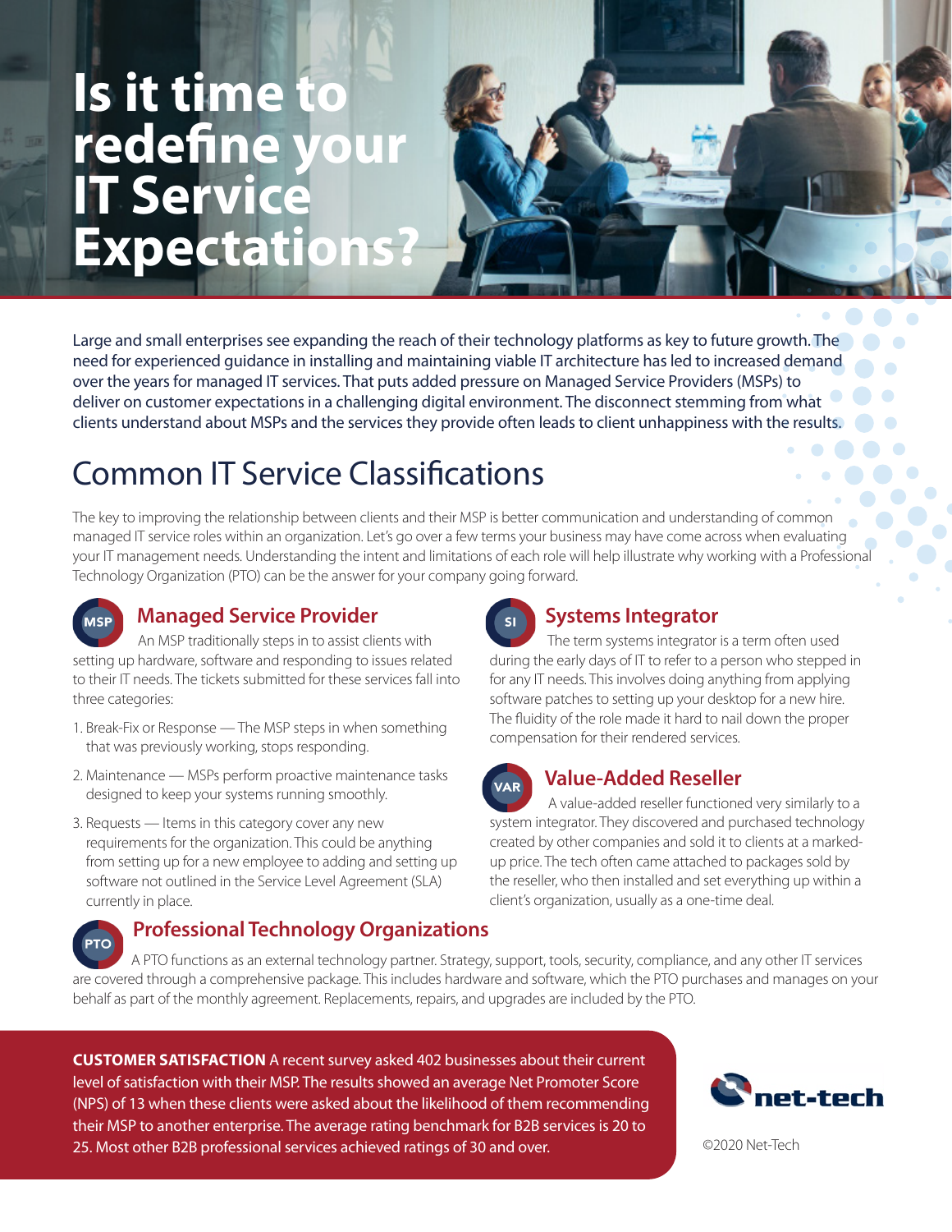# Is it time to redefine your IT Service Expectations?

Large and small enterprises see expanding the reach of their technology platforms as key to future growth. The need for experienced guidance in installing and maintaining viable IT architecture has led to increased demand over the years for managed IT services. That puts added pressure on Managed Service Providers (MSPs) to deliver on customer expectations in a challenging digital environment. The disconnect stemming from what clients understand about MSPs and the services they provide often leads to client unhappiness with the results.

## Common IT Service Classifications

The key to improving the relationship between clients and their MSP is better communication and understanding of common managed IT service roles within an organization. Let's go over a few terms your business may have come across when evaluating your IT management needs. Understanding the intent and limitations of each role will help illustrate why working with a Professional Technology Organization (PTO) can be the answer for your company going forward.

### Managed Service Provider

An MSP traditionally steps in to assist clients with setting up hardware, software and responding to issues related to their IT needs. The tickets submitted for these services fall into three categories:

1. Break-Fix or Response — The MSP steps in when something that was previously working, stops responding.
2. Maintenance — MSPs perform proactive maintenance tasks designed to keep your systems running smoothly.
3. Requests — Items in this category cover any new requirements for the organization. This could be anything from setting up for a new employee to adding and setting up software not outlined in the Service Level Agreement (SLA) currently in place.

### Systems Integrator

The term systems integrator is a term often used during the early days of IT to refer to a person who stepped in for any IT needs. This involves doing anything from applying software patches to setting up your desktop for a new hire. The fluidity of the role made it hard to nail down the proper compensation for their rendered services.

### Value-Added Reseller

A value-added reseller functioned very similarly to a system integrator. They discovered and purchased technology created by other companies and sold it to clients at a marked-up price. The tech often came attached to packages sold by the reseller, who then installed and set everything up within a client's organization, usually as a one-time deal.

### Professional Technology Organizations

A PTO functions as an external technology partner. Strategy, support, tools, security, compliance, and any other IT services are covered through a comprehensive package. This includes hardware and software, which the PTO purchases and manages on your behalf as part of the monthly agreement. Replacements, repairs, and upgrades are included by the PTO.

**CUSTOMER SATISFACTION** A recent survey asked 402 businesses about their current level of satisfaction with their MSP. The results showed an average Net Promoter Score (NPS) of 13 when these clients were asked about the likelihood of them recommending their MSP to another enterprise. The average rating benchmark for B2B services is 20 to 25. Most other B2B professional services achieved ratings of 30 and over.

net-tech

©2020 Net-Tech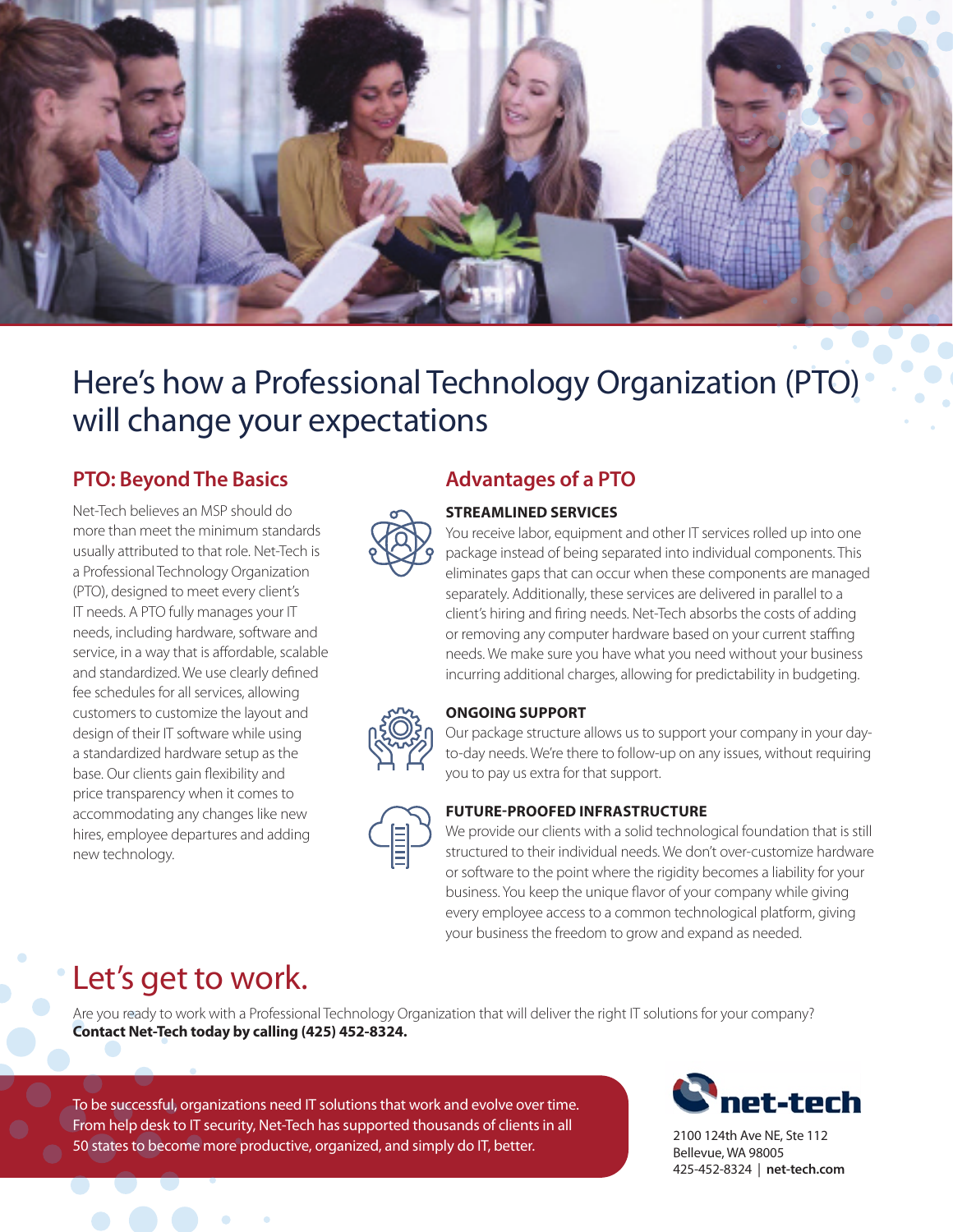# Here's how a Professional Technology Organization (PTO) will change your expectations

## PTO: Beyond The Basics

Net-Tech believes an MSP should do more than meet the minimum standards usually attributed to that role. Net-Tech is a Professional Technology Organization (PTO), designed to meet every client's IT needs. A PTO fully manages your IT needs, including hardware, software and service, in a way that is affordable, scalable and standardized. We use clearly defined fee schedules for all services, allowing customers to customize the layout and design of their IT software while using a standardized hardware setup as the base. Our clients gain flexibility and price transparency when it comes to accommodating any changes like new hires, employee departures and adding new technology.

## Advantages of a PTO

### STREAMLINED SERVICES

You receive labor, equipment and other IT services rolled up into one package instead of being separated into individual components. This eliminates gaps that can occur when these components are managed separately. Additionally, these services are delivered in parallel to a client's hiring and firing needs. Net-Tech absorbs the costs of adding or removing any computer hardware based on your current staffing needs. We make sure you have what you need without your business incurring additional charges, allowing for predictability in budgeting.

### ONGOING SUPPORT

Our package structure allows us to support your company in your day-to-day needs. We're there to follow-up on any issues, without requiring you to pay us extra for that support.

### FUTURE-PROOFED INFRASTRUCTURE

We provide our clients with a solid technological foundation that is still structured to their individual needs. We don't over-customize hardware or software to the point where the rigidity becomes a liability for your business. You keep the unique flavor of your company while giving every employee access to a common technological platform, giving your business the freedom to grow and expand as needed.

# Let's get to work.

Are you ready to work with a Professional Technology Organization that will deliver the right IT solutions for your company?
**Contact Net-Tech today by calling (425) 452-8324.**

To be successful, organizations need IT solutions that work and evolve over time. From help desk to IT security, Net-Tech has supported thousands of clients in all 50 states to become more productive, organized, and simply do IT, better.

net-tech

2100 124th Ave NE, Ste 112
Bellevue, WA 98005
425-452-8324 | **net-tech.com**